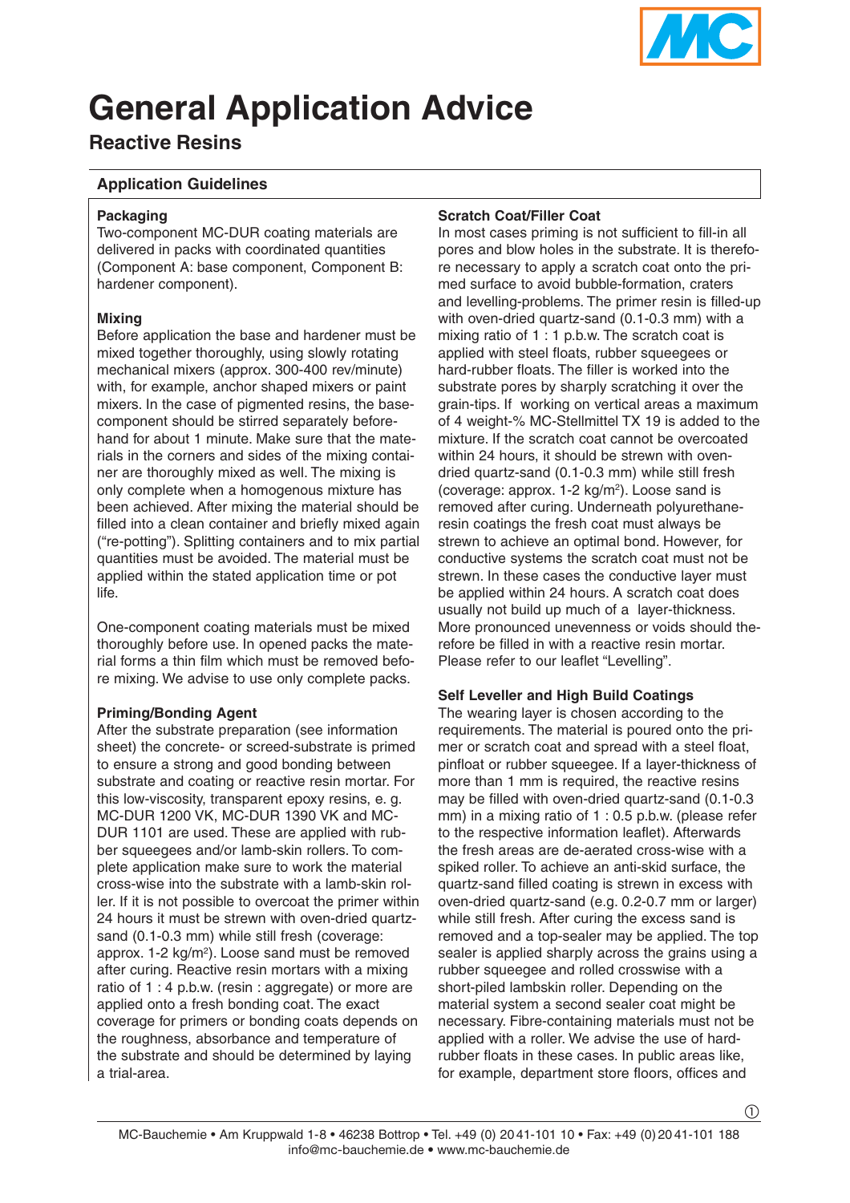# General Application Advice

## Reactive Resins

### Application Guidelines

**Packaging**
Two-component MC-DUR coating materials are delivered in packs with coordinated quantities (Component A: base component, Component B: hardener component).

**Mixing**
Before application the base and hardener must be mixed together thoroughly, using slowly rotating mechanical mixers (approx. 300-400 rev/minute) with, for example, anchor shaped mixers or paint mixers. In the case of pigmented resins, the base-component should be stirred separately beforehand for about 1 minute. Make sure that the materials in the corners and sides of the mixing container are thoroughly mixed as well. The mixing is only complete when a homogenous mixture has been achieved. After mixing the material should be filled into a clean container and briefly mixed again ("re-potting"). Splitting containers and to mix partial quantities must be avoided. The material must be applied within the stated application time or pot life.

One-component coating materials must be mixed thoroughly before use. In opened packs the material forms a thin film which must be removed before mixing. We advise to use only complete packs.

**Priming/Bonding Agent**
After the substrate preparation (see information sheet) the concrete- or screed-substrate is primed to ensure a strong and good bonding between substrate and coating or reactive resin mortar. For this low-viscosity, transparent epoxy resins, e. g. MC-DUR 1200 VK, MC-DUR 1390 VK and MC-DUR 1101 are used. These are applied with rubber squeegees and/or lamb-skin rollers. To complete application make sure to work the material cross-wise into the substrate with a lamb-skin roller. If it is not possible to overcoat the primer within 24 hours it must be strewn with oven-dried quartz-sand (0.1-0.3 mm) while still fresh (coverage: approx. 1-2 kg/m²). Loose sand must be removed after curing. Reactive resin mortars with a mixing ratio of 1 : 4 p.b.w. (resin : aggregate) or more are applied onto a fresh bonding coat. The exact coverage for primers or bonding coats depends on the roughness, absorbance and temperature of the substrate and should be determined by laying a trial-area.

**Scratch Coat/Filler Coat**
In most cases priming is not sufficient to fill-in all pores and blow holes in the substrate. It is therefore necessary to apply a scratch coat onto the primed surface to avoid bubble-formation, craters and levelling-problems. The primer resin is filled-up with oven-dried quartz-sand (0.1-0.3 mm) with a mixing ratio of 1 : 1 p.b.w. The scratch coat is applied with steel floats, rubber squeegees or hard-rubber floats. The filler is worked into the substrate pores by sharply scratching it over the grain-tips. If working on vertical areas a maximum of 4 weight-% MC-Stellmittel TX 19 is added to the mixture. If the scratch coat cannot be overcoated within 24 hours, it should be strewn with oven-dried quartz-sand (0.1-0.3 mm) while still fresh (coverage: approx. 1-2 kg/m²). Loose sand is removed after curing. Underneath polyurethane-resin coatings the fresh coat must always be strewn to achieve an optimal bond. However, for conductive systems the scratch coat must not be strewn. In these cases the conductive layer must be applied within 24 hours. A scratch coat does usually not build up much of a layer-thickness. More pronounced unevenness or voids should therefore be filled in with a reactive resin mortar. Please refer to our leaflet "Levelling".

**Self Leveller and High Build Coatings**
The wearing layer is chosen according to the requirements. The material is poured onto the primer or scratch coat and spread with a steel float, pinfloat or rubber squeegee. If a layer-thickness of more than 1 mm is required, the reactive resins may be filled with oven-dried quartz-sand (0.1-0.3 mm) in a mixing ratio of 1 : 0.5 p.b.w. (please refer to the respective information leaflet). Afterwards the fresh areas are de-aerated cross-wise with a spiked roller. To achieve an anti-skid surface, the quartz-sand filled coating is strewn in excess with oven-dried quartz-sand (e.g. 0.2-0.7 mm or larger) while still fresh. After curing the excess sand is removed and a top-sealer may be applied. The top sealer is applied sharply across the grains using a rubber squeegee and rolled crosswise with a short-piled lambskin roller. Depending on the material system a second sealer coat might be necessary. Fibre-containing materials must not be applied with a roller. We advise the use of hard-rubber floats in these cases. In public areas like, for example, department store floors, offices and

MC-Bauchemie • Am Kruppwald 1-8 • 46238 Bottrop • Tel. +49 (0) 2041-101 10 • Fax: +49 (0) 2041-101 188
info@mc-bauchemie.de • www.mc-bauchemie.de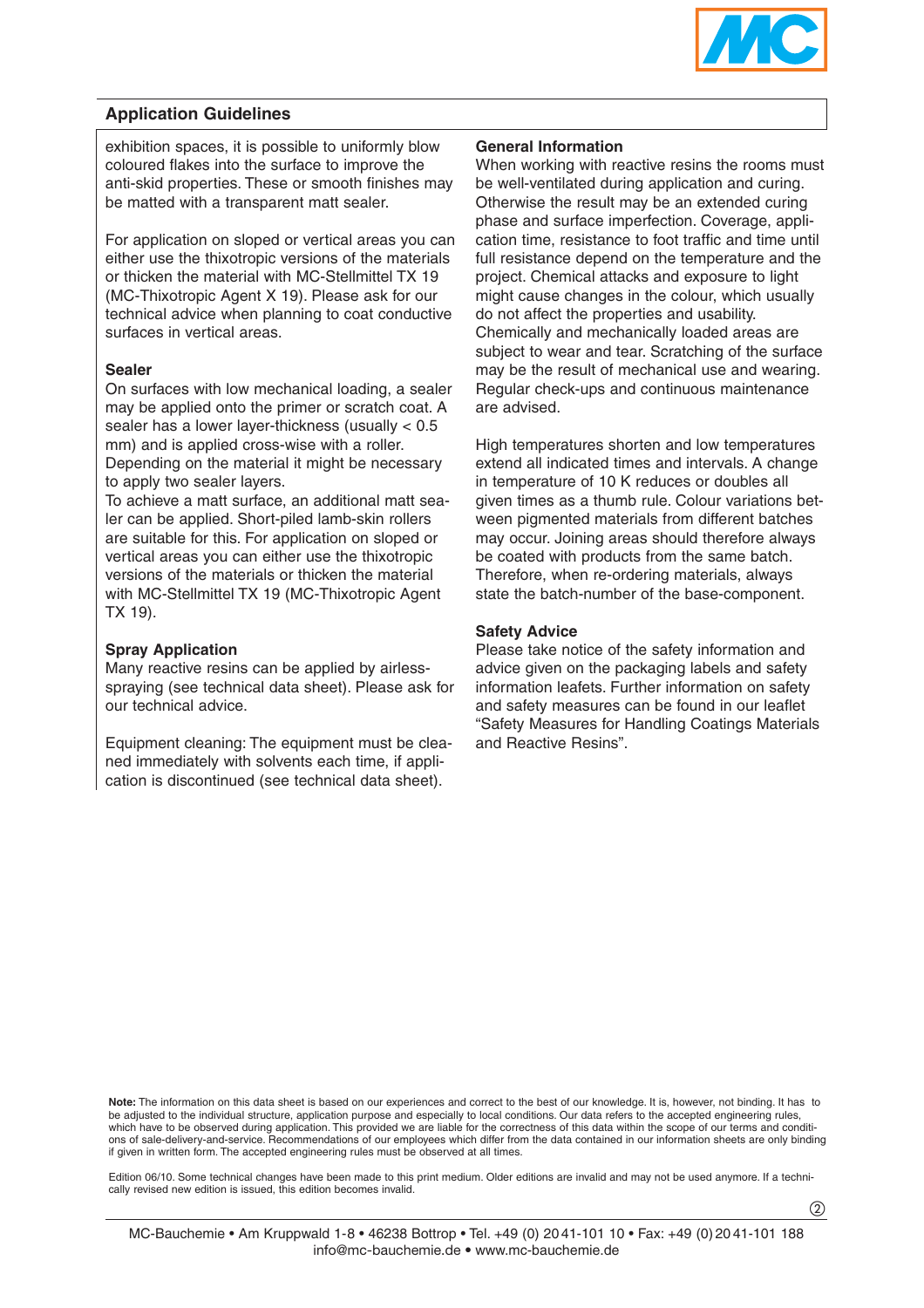## Application Guidelines

exhibition spaces, it is possible to uniformly blow coloured flakes into the surface to improve the anti-skid properties. These or smooth finishes may be matted with a transparent matt sealer.

For application on sloped or vertical areas you can either use the thixotropic versions of the materials or thicken the material with MC-Stellmittel TX 19 (MC-Thixotropic Agent X 19). Please ask for our technical advice when planning to coat conductive surfaces in vertical areas.

**Sealer**
On surfaces with low mechanical loading, a sealer may be applied onto the primer or scratch coat. A sealer has a lower layer-thickness (usually < 0.5 mm) and is applied cross-wise with a roller. Depending on the material it might be necessary to apply two sealer layers.
To achieve a matt surface, an additional matt sealer can be applied. Short-piled lamb-skin rollers are suitable for this. For application on sloped or vertical areas you can either use the thixotropic versions of the materials or thicken the material with MC-Stellmittel TX 19 (MC-Thixotropic Agent TX 19).

**Spray Application**
Many reactive resins can be applied by airless-spraying (see technical data sheet). Please ask for our technical advice.

Equipment cleaning: The equipment must be cleaned immediately with solvents each time, if application is discontinued (see technical data sheet).

**General Information**
When working with reactive resins the rooms must be well-ventilated during application and curing. Otherwise the result may be an extended curing phase and surface imperfection. Coverage, application time, resistance to foot traffic and time until full resistance depend on the temperature and the project. Chemical attacks and exposure to light might cause changes in the colour, which usually do not affect the properties and usability.
Chemically and mechanically loaded areas are subject to wear and tear. Scratching of the surface may be the result of mechanical use and wearing. Regular check-ups and continuous maintenance are advised.

High temperatures shorten and low temperatures extend all indicated times and intervals. A change in temperature of 10 K reduces or doubles all given times as a thumb rule. Colour variations between pigmented materials from different batches may occur. Joining areas should therefore always be coated with products from the same batch. Therefore, when re-ordering materials, always state the batch-number of the base-component.

**Safety Advice**
Please take notice of the safety information and advice given on the packaging labels and safety information leafets. Further information on safety and safety measures can be found in our leaflet “Safety Measures for Handling Coatings Materials and Reactive Resins”.

**Note:** The information on this data sheet is based on our experiences and correct to the best of our knowledge. It is, however, not binding. It has to be adjusted to the individual structure, application purpose and especially to local conditions. Our data refers to the accepted engineering rules, which have to be observed during application. This provided we are liable for the correctness of this data within the scope of our terms and conditions of sale-delivery-and-service. Recommendations of our employees which differ from the data contained in our information sheets are only binding if given in written form. The accepted engineering rules must be observed at all times.

Edition 06/10. Some technical changes have been made to this print medium. Older editions are invalid and may not be used anymore. If a technically revised new edition is issued, this edition becomes invalid.

MC-Bauchemie • Am Kruppwald 1-8 • 46238 Bottrop • Tel. +49 (0) 20 41-101 10 • Fax: +49 (0) 20 41-101 188
info@mc-bauchemie.de • www.mc-bauchemie.de